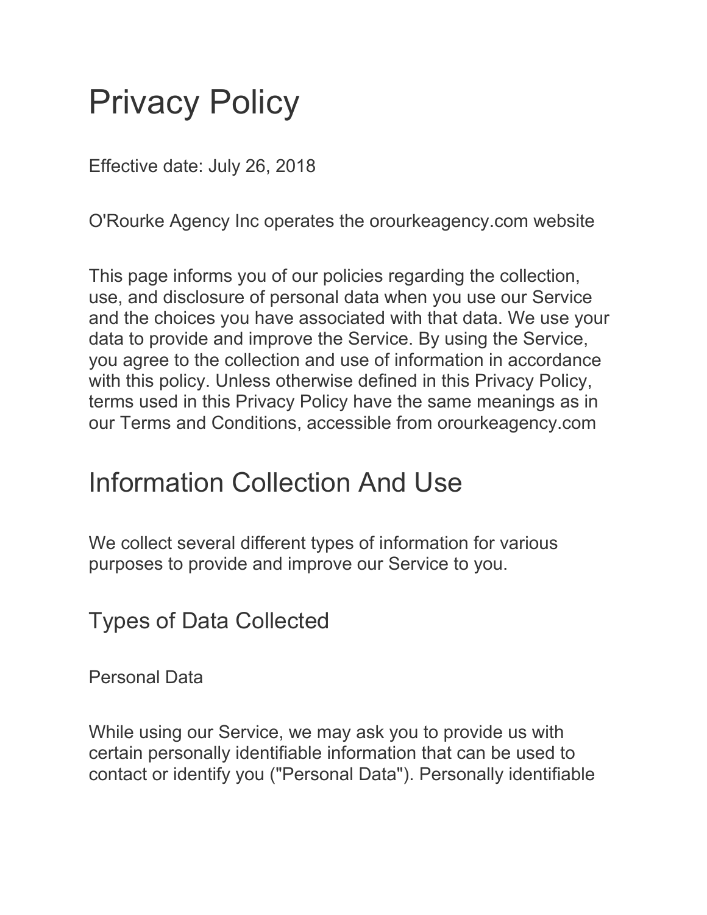# Privacy Policy

Effective date: July 26, 2018

O'Rourke Agency Inc operates the orourkeagency.com website

This page informs you of our policies regarding the collection, use, and disclosure of personal data when you use our Service and the choices you have associated with that data. We use your data to provide and improve the Service. By using the Service, you agree to the collection and use of information in accordance with this policy. Unless otherwise defined in this Privacy Policy, terms used in this Privacy Policy have the same meanings as in our Terms and Conditions, accessible from orourkeagency.com

# Information Collection And Use

We collect several different types of information for various purposes to provide and improve our Service to you.

## Types of Data Collected

Personal Data

While using our Service, we may ask you to provide us with certain personally identifiable information that can be used to contact or identify you ("Personal Data"). Personally identifiable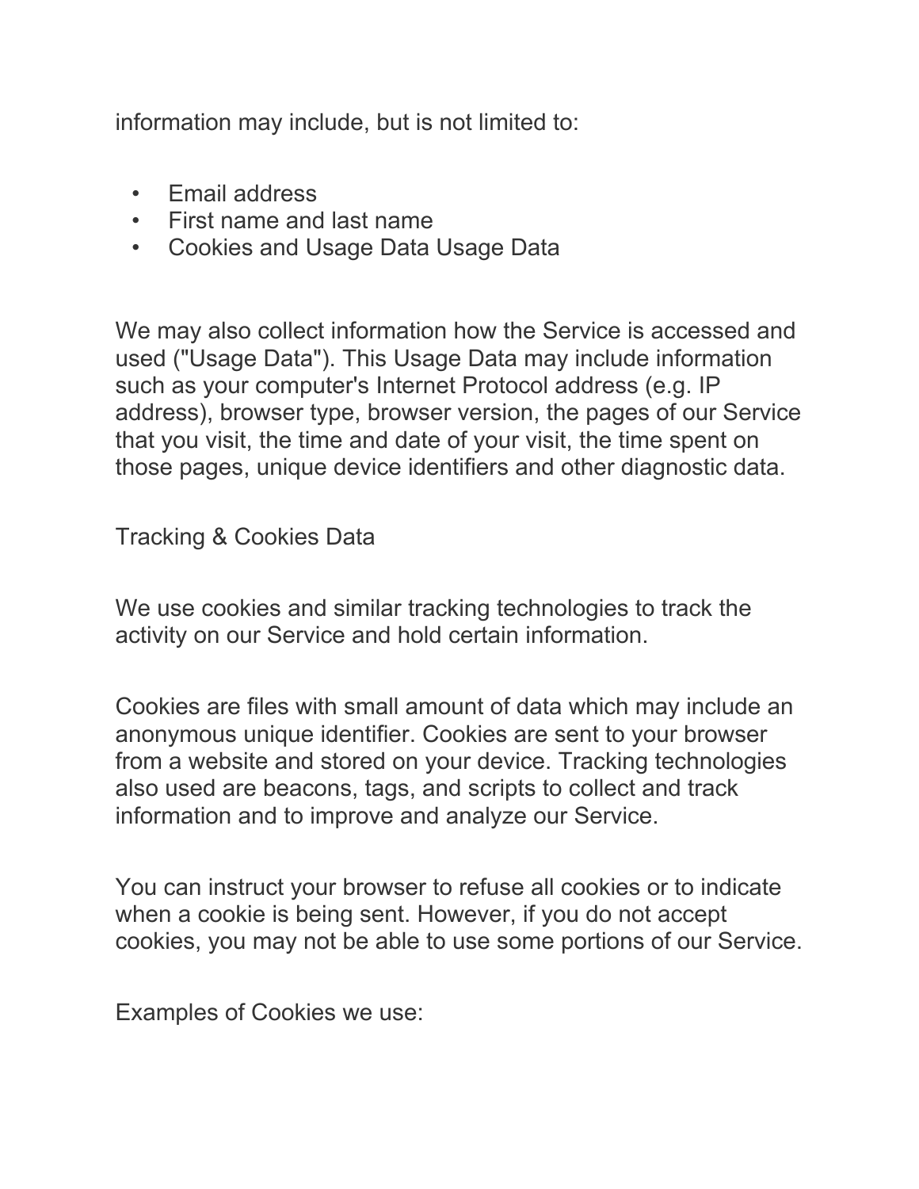information may include, but is not limited to:

- Email address
- First name and last name
- Cookies and Usage Data Usage Data

We may also collect information how the Service is accessed and used ("Usage Data"). This Usage Data may include information such as your computer's Internet Protocol address (e.g. IP address), browser type, browser version, the pages of our Service that you visit, the time and date of your visit, the time spent on those pages, unique device identifiers and other diagnostic data.

Tracking & Cookies Data

We use cookies and similar tracking technologies to track the activity on our Service and hold certain information.

Cookies are files with small amount of data which may include an anonymous unique identifier. Cookies are sent to your browser from a website and stored on your device. Tracking technologies also used are beacons, tags, and scripts to collect and track information and to improve and analyze our Service.

You can instruct your browser to refuse all cookies or to indicate when a cookie is being sent. However, if you do not accept cookies, you may not be able to use some portions of our Service.

Examples of Cookies we use: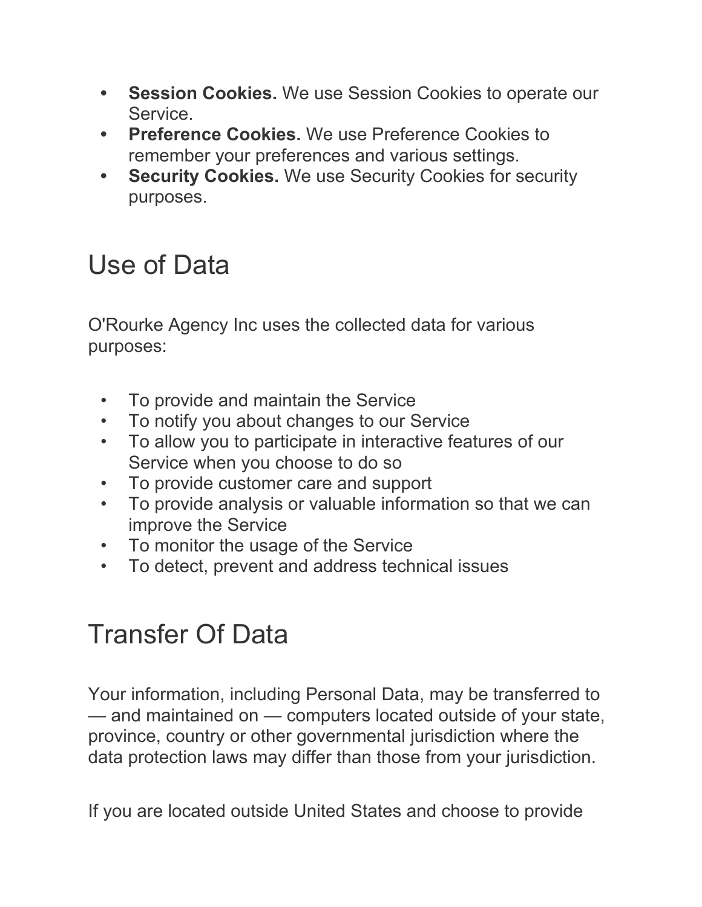- **Session Cookies.** We use Session Cookies to operate our Service.
- **Preference Cookies.** We use Preference Cookies to remember your preferences and various settings.
- **Security Cookies.** We use Security Cookies for security purposes.

## Use of Data

O'Rourke Agency Inc uses the collected data for various purposes:

- To provide and maintain the Service
- To notify you about changes to our Service
- To allow you to participate in interactive features of our Service when you choose to do so
- To provide customer care and support
- To provide analysis or valuable information so that we can improve the Service
- To monitor the usage of the Service
- To detect, prevent and address technical issues

## Transfer Of Data

Your information, including Personal Data, may be transferred to — and maintained on — computers located outside of your state, province, country or other governmental jurisdiction where the data protection laws may differ than those from your jurisdiction.

If you are located outside United States and choose to provide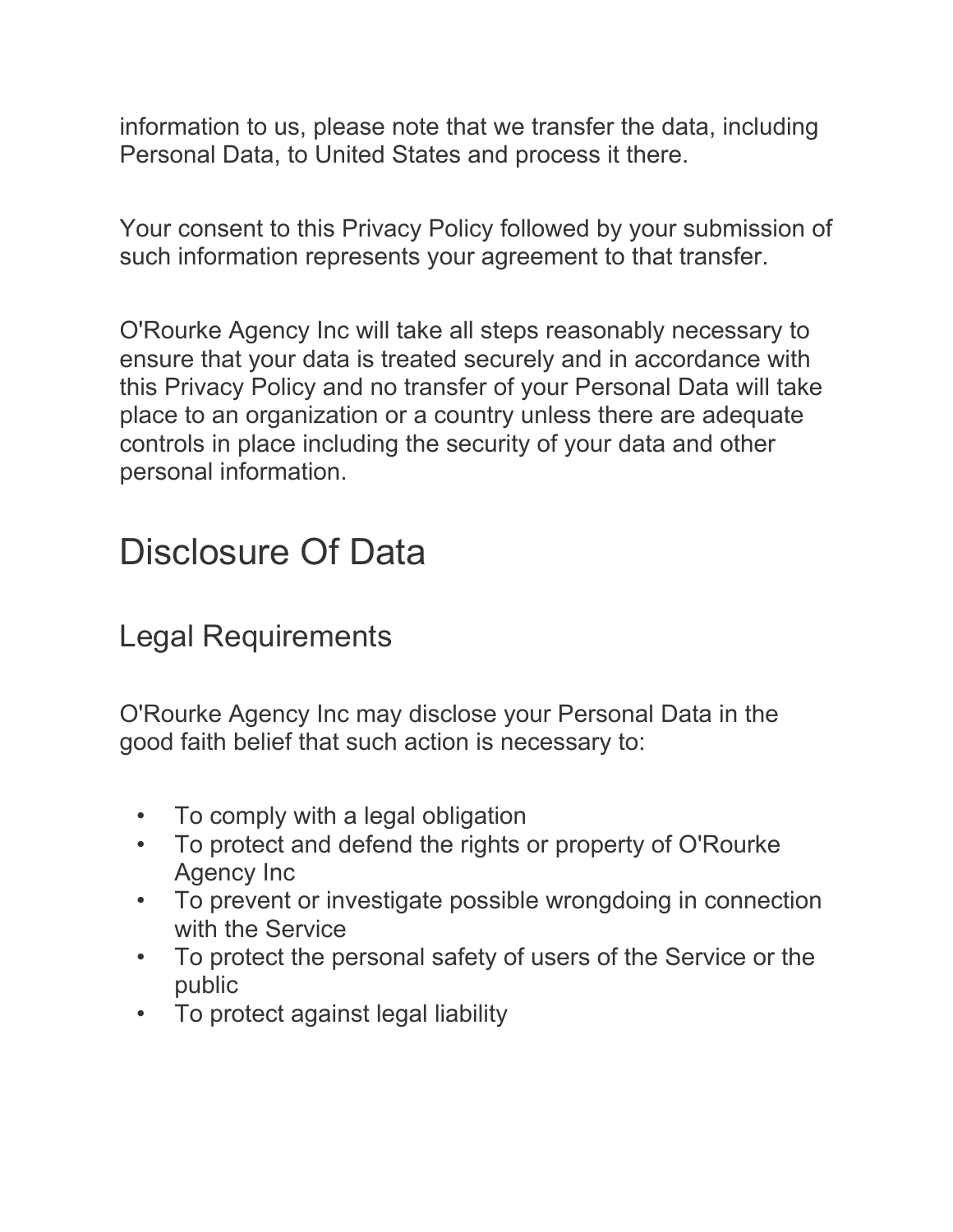information to us, please note that we transfer the data, including Personal Data, to United States and process it there.

Your consent to this Privacy Policy followed by your submission of such information represents your agreement to that transfer.

O'Rourke Agency Inc will take all steps reasonably necessary to ensure that your data is treated securely and in accordance with this Privacy Policy and no transfer of your Personal Data will take place to an organization or a country unless there are adequate controls in place including the security of your data and other personal information.

# Disclosure Of Data

## Legal Requirements

O'Rourke Agency Inc may disclose your Personal Data in the good faith belief that such action is necessary to:

- To comply with a legal obligation
- To protect and defend the rights or property of O'Rourke Agency Inc
- To prevent or investigate possible wrongdoing in connection with the Service
- To protect the personal safety of users of the Service or the public
- To protect against legal liability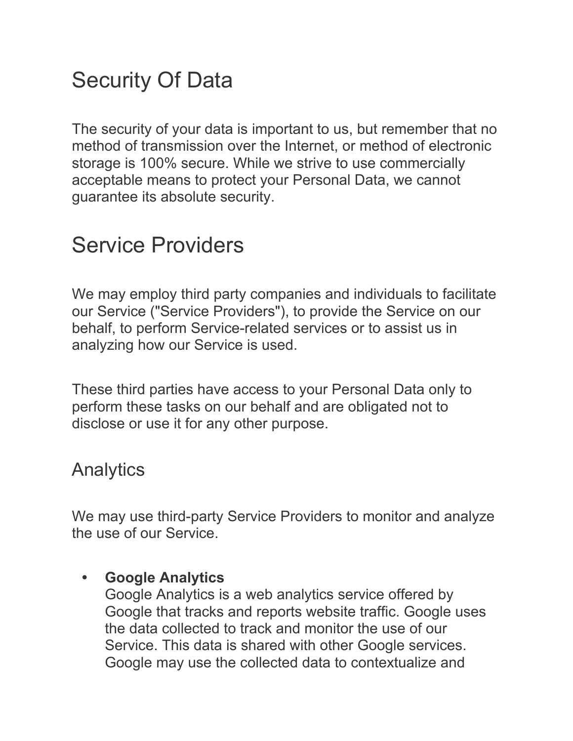# Security Of Data

The security of your data is important to us, but remember that no method of transmission over the Internet, or method of electronic storage is 100% secure. While we strive to use commercially acceptable means to protect your Personal Data, we cannot guarantee its absolute security.

# Service Providers

We may employ third party companies and individuals to facilitate our Service ("Service Providers"), to provide the Service on our behalf, to perform Service-related services or to assist us in analyzing how our Service is used.

These third parties have access to your Personal Data only to perform these tasks on our behalf and are obligated not to disclose or use it for any other purpose.

## Analytics

We may use third-party Service Providers to monitor and analyze the use of our Service.

- **Google Analytics**
  Google Analytics is a web analytics service offered by Google that tracks and reports website traffic. Google uses the data collected to track and monitor the use of our Service. This data is shared with other Google services. Google may use the collected data to contextualize and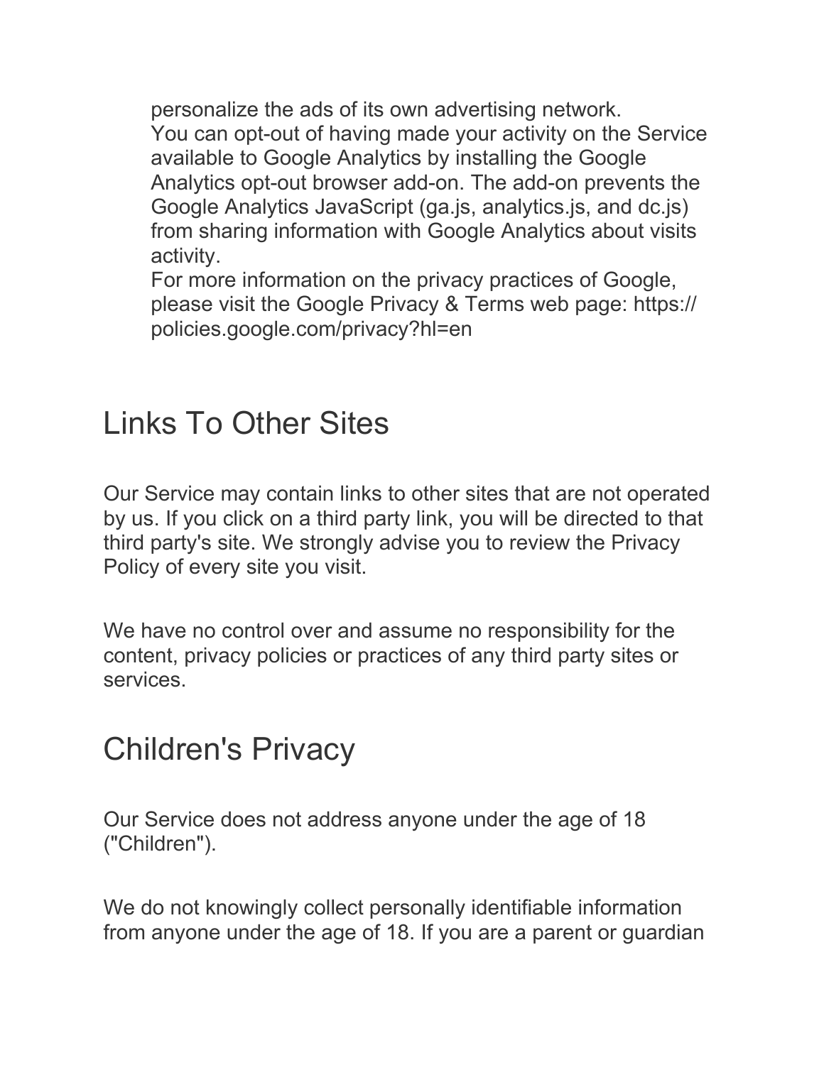personalize the ads of its own advertising network.
You can opt-out of having made your activity on the Service available to Google Analytics by installing the Google Analytics opt-out browser add-on. The add-on prevents the Google Analytics JavaScript (ga.js, analytics.js, and dc.js) from sharing information with Google Analytics about visits activity.
For more information on the privacy practices of Google, please visit the Google Privacy & Terms web page: https://policies.google.com/privacy?hl=en

## Links To Other Sites

Our Service may contain links to other sites that are not operated by us. If you click on a third party link, you will be directed to that third party's site. We strongly advise you to review the Privacy Policy of every site you visit.

We have no control over and assume no responsibility for the content, privacy policies or practices of any third party sites or services.

## Children's Privacy

Our Service does not address anyone under the age of 18 ("Children").

We do not knowingly collect personally identifiable information from anyone under the age of 18. If you are a parent or guardian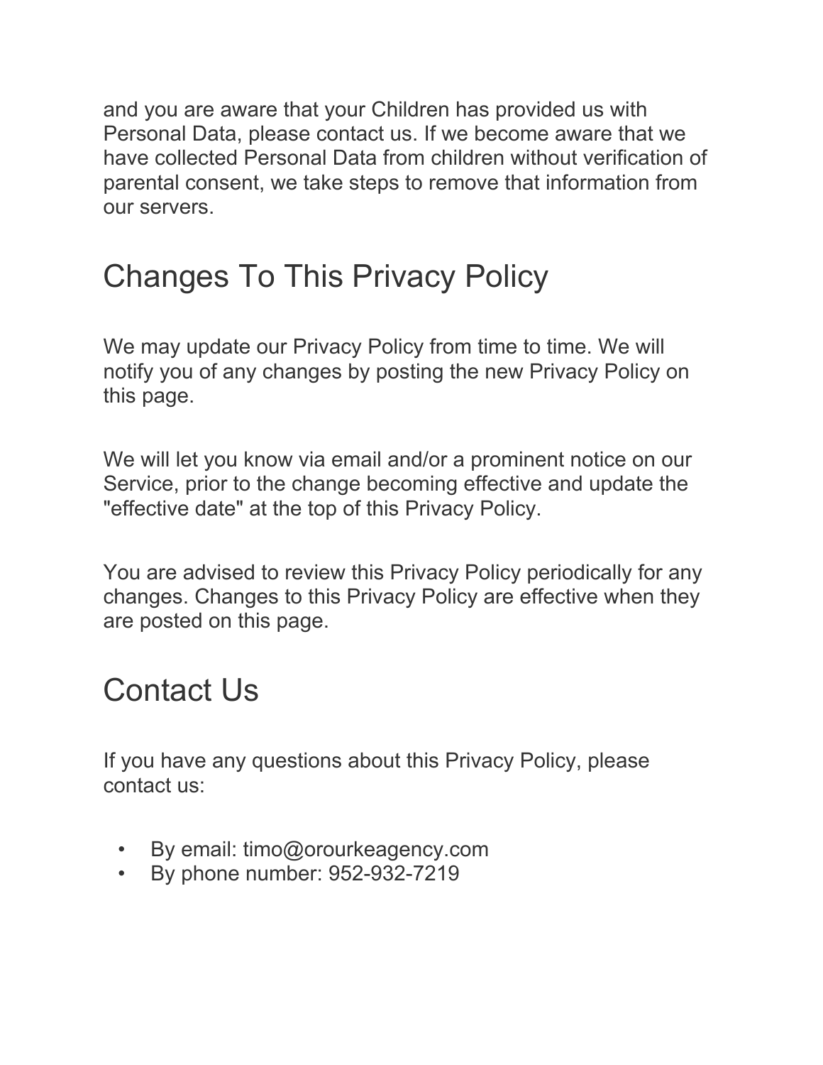and you are aware that your Children has provided us with Personal Data, please contact us. If we become aware that we have collected Personal Data from children without verification of parental consent, we take steps to remove that information from our servers.

## Changes To This Privacy Policy

We may update our Privacy Policy from time to time. We will notify you of any changes by posting the new Privacy Policy on this page.

We will let you know via email and/or a prominent notice on our Service, prior to the change becoming effective and update the "effective date" at the top of this Privacy Policy.

You are advised to review this Privacy Policy periodically for any changes. Changes to this Privacy Policy are effective when they are posted on this page.

## Contact Us

If you have any questions about this Privacy Policy, please contact us:

- By email: timo@orourkeagency.com
- By phone number: 952-932-7219